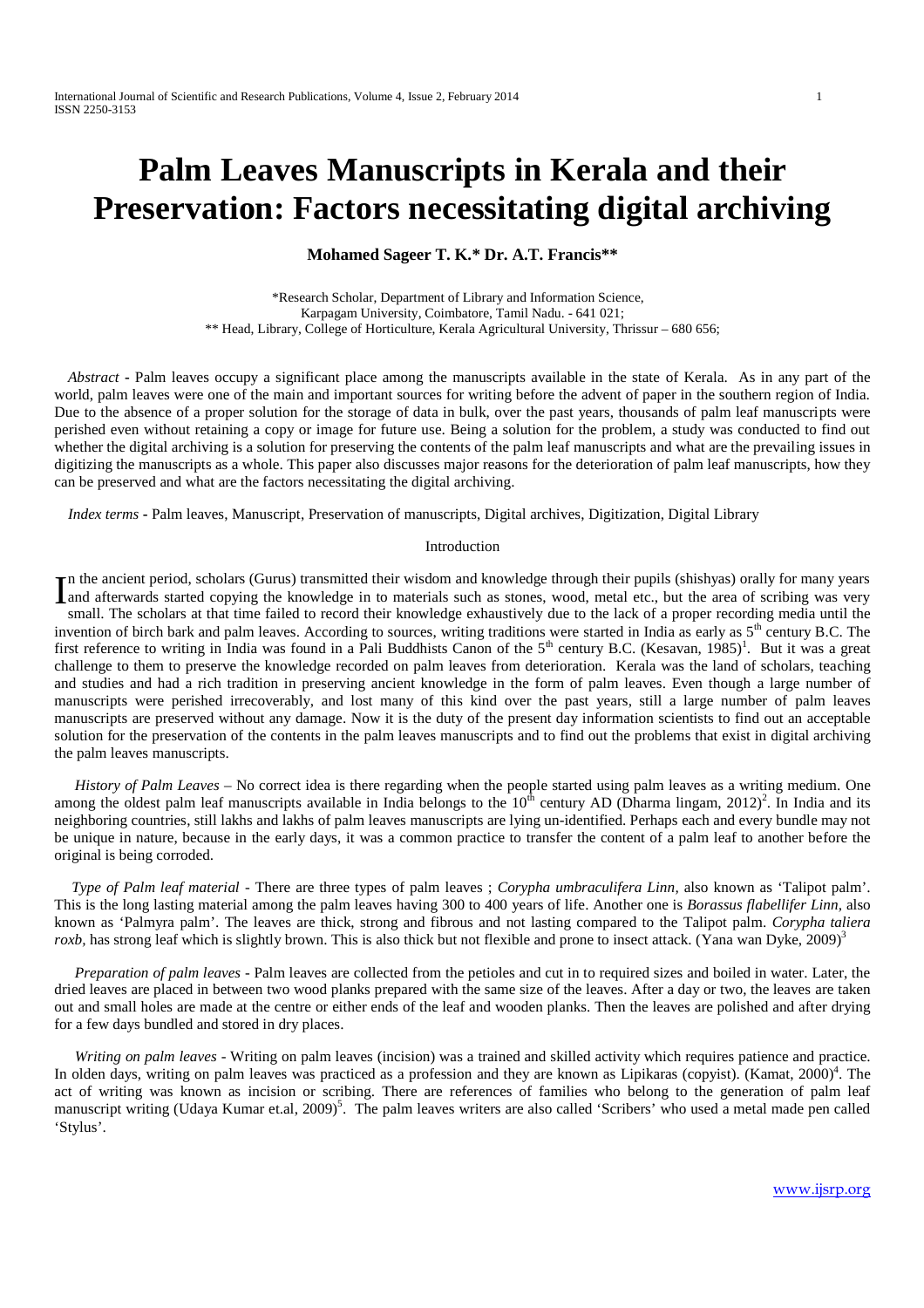# Palm Leaves Manuscripts in Kerala and their Preservation: Factors necessitating digital archiving

**Mohamed Sageer T. K.* Dr. A.T. Francis****

*Research Scholar, Department of Library and Information Science,
Karpagam University, Coimbatore, Tamil Nadu. - 641 021;
** Head, Library, College of Horticulture, Kerala Agricultural University, Thrissur – 680 656;

*Abstract* - Palm leaves occupy a significant place among the manuscripts available in the state of Kerala. As in any part of the world, palm leaves were one of the main and important sources for writing before the advent of paper in the southern region of India. Due to the absence of a proper solution for the storage of data in bulk, over the past years, thousands of palm leaf manuscripts were perished even without retaining a copy or image for future use. Being a solution for the problem, a study was conducted to find out whether the digital archiving is a solution for preserving the contents of the palm leaf manuscripts and what are the prevailing issues in digitizing the manuscripts as a whole. This paper also discusses major reasons for the deterioration of palm leaf manuscripts, how they can be preserved and what are the factors necessitating the digital archiving.

*Index terms* - Palm leaves, Manuscript, Preservation of manuscripts, Digital archives, Digitization, Digital Library

## Introduction

In the ancient period, scholars (Gurus) transmitted their wisdom and knowledge through their pupils (shishyas) orally for many years and afterwards started copying the knowledge in to materials such as stones, wood, metal etc., but the area of scribing was very small. The scholars at that time failed to record their knowledge exhaustively due to the lack of a proper recording media until the invention of birch bark and palm leaves. According to sources, writing traditions were started in India as early as 5th century B.C. The first reference to writing in India was found in a Pali Buddhists Canon of the 5th century B.C. (Kesavan, 1985)[1]. But it was a great challenge to them to preserve the knowledge recorded on palm leaves from deterioration. Kerala was the land of scholars, teaching and studies and had a rich tradition in preserving ancient knowledge in the form of palm leaves. Even though a large number of manuscripts were perished irrecoverably, and lost many of this kind over the past years, still a large number of palm leaves manuscripts are preserved without any damage. Now it is the duty of the present day information scientists to find out an acceptable solution for the preservation of the contents in the palm leaves manuscripts and to find out the problems that exist in digital archiving the palm leaves manuscripts.

*History of Palm Leaves* – No correct idea is there regarding when the people started using palm leaves as a writing medium. One among the oldest palm leaf manuscripts available in India belongs to the 10th century AD (Dharma lingam, 2012)[2]. In India and its neighboring countries, still lakhs and lakhs of palm leaves manuscripts are lying un-identified. Perhaps each and every bundle may not be unique in nature, because in the early days, it was a common practice to transfer the content of a palm leaf to another before the original is being corroded.

*Type of Palm leaf material* - There are three types of palm leaves ; *Corypha umbraculifera Linn*, also known as 'Talipot palm'. This is the long lasting material among the palm leaves having 300 to 400 years of life. Another one is *Borassus flabellifer Linn*, also known as 'Palmyra palm'. The leaves are thick, strong and fibrous and not lasting compared to the Talipot palm. *Corypha taliera roxb*, has strong leaf which is slightly brown. This is also thick but not flexible and prone to insect attack. (Yana wan Dyke, 2009)[3]

*Preparation of palm leaves* - Palm leaves are collected from the petioles and cut in to required sizes and boiled in water. Later, the dried leaves are placed in between two wood planks prepared with the same size of the leaves. After a day or two, the leaves are taken out and small holes are made at the centre or either ends of the leaf and wooden planks. Then the leaves are polished and after drying for a few days bundled and stored in dry places.

*Writing on palm leaves* - Writing on palm leaves (incision) was a trained and skilled activity which requires patience and practice. In olden days, writing on palm leaves was practiced as a profession and they are known as Lipikaras (copyist). (Kamat, 2000)[4]. The act of writing was known as incision or scribing. There are references of families who belong to the generation of palm leaf manuscript writing (Udaya Kumar et.al, 2009)[5]. The palm leaves writers are also called 'Scribers' who used a metal made pen called 'Stylus'.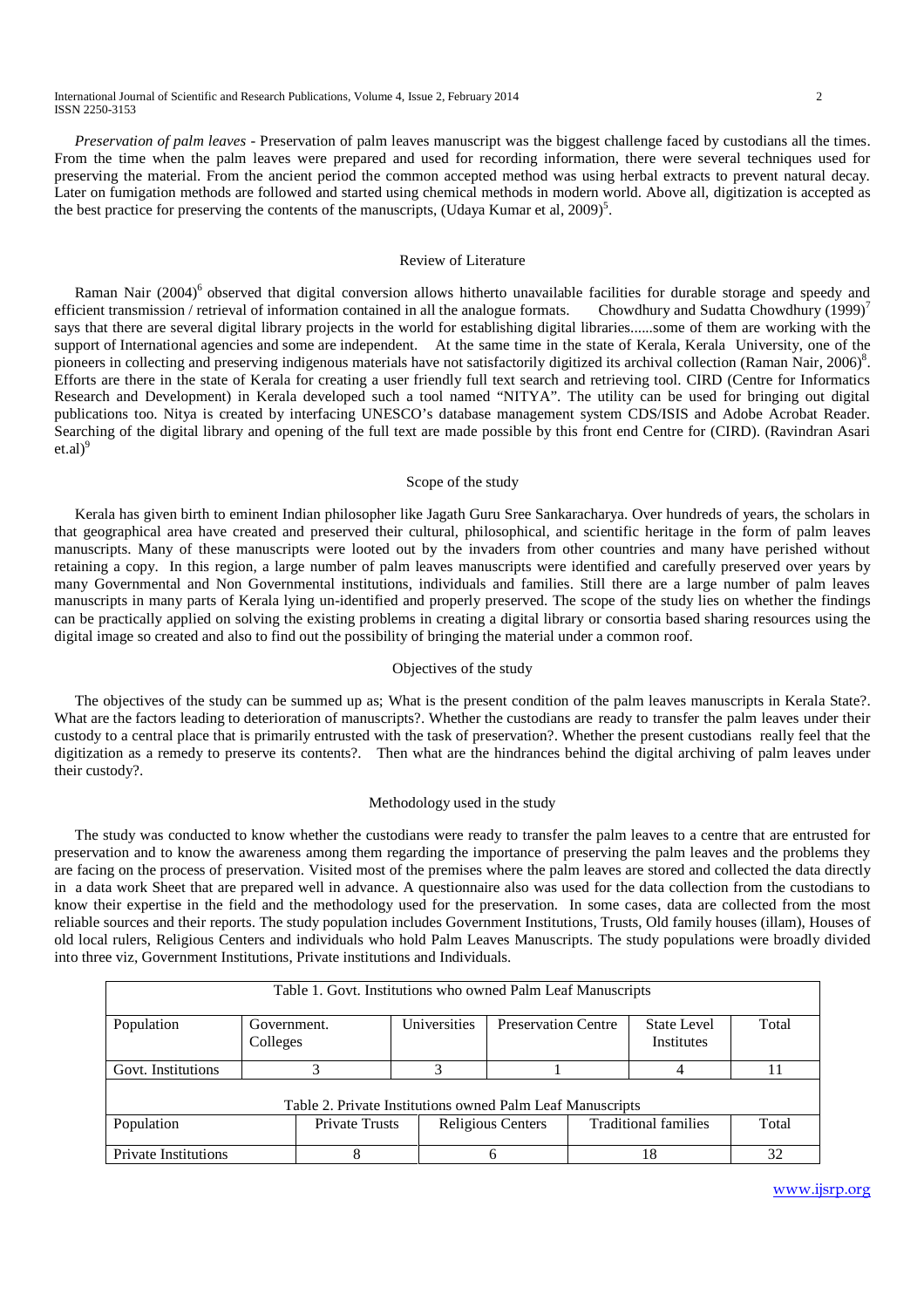*Preservation of palm leaves* - Preservation of palm leaves manuscript was the biggest challenge faced by custodians all the times. From the time when the palm leaves were prepared and used for recording information, there were several techniques used for preserving the material. From the ancient period the common accepted method was using herbal extracts to prevent natural decay. Later on fumigation methods are followed and started using chemical methods in modern world. Above all, digitization is accepted as the best practice for preserving the contents of the manuscripts, (Udaya Kumar et al, 2009)[5].

## Review of Literature

Raman Nair (2004)[6] observed that digital conversion allows hitherto unavailable facilities for durable storage and speedy and efficient transmission / retrieval of information contained in all the analogue formats. Chowdhury and Sudatta Chowdhury (1999)[7] says that there are several digital library projects in the world for establishing digital libraries......some of them are working with the support of International agencies and some are independent. At the same time in the state of Kerala, Kerala University, one of the pioneers in collecting and preserving indigenous materials have not satisfactorily digitized its archival collection (Raman Nair, 2006)[8]. Efforts are there in the state of Kerala for creating a user friendly full text search and retrieving tool. CIRD (Centre for Informatics Research and Development) in Kerala developed such a tool named "NITYA". The utility can be used for bringing out digital publications too. Nitya is created by interfacing UNESCO's database management system CDS/ISIS and Adobe Acrobat Reader. Searching of the digital library and opening of the full text are made possible by this front end Centre for (CIRD). (Ravindran Asari et.al)[9]

## Scope of the study

Kerala has given birth to eminent Indian philosopher like Jagath Guru Sree Sankaracharya. Over hundreds of years, the scholars in that geographical area have created and preserved their cultural, philosophical, and scientific heritage in the form of palm leaves manuscripts. Many of these manuscripts were looted out by the invaders from other countries and many have perished without retaining a copy. In this region, a large number of palm leaves manuscripts were identified and carefully preserved over years by many Governmental and Non Governmental institutions, individuals and families. Still there are a large number of palm leaves manuscripts in many parts of Kerala lying un-identified and properly preserved. The scope of the study lies on whether the findings can be practically applied on solving the existing problems in creating a digital library or consortia based sharing resources using the digital image so created and also to find out the possibility of bringing the material under a common roof.

## Objectives of the study

The objectives of the study can be summed up as; What is the present condition of the palm leaves manuscripts in Kerala State?. What are the factors leading to deterioration of manuscripts?. Whether the custodians are ready to transfer the palm leaves under their custody to a central place that is primarily entrusted with the task of preservation?. Whether the present custodians really feel that the digitization as a remedy to preserve its contents?. Then what are the hindrances behind the digital archiving of palm leaves under their custody?.

## Methodology used in the study

The study was conducted to know whether the custodians were ready to transfer the palm leaves to a centre that are entrusted for preservation and to know the awareness among them regarding the importance of preserving the palm leaves and the problems they are facing on the process of preservation. Visited most of the premises where the palm leaves are stored and collected the data directly in a data work Sheet that are prepared well in advance. A questionnaire also was used for the data collection from the custodians to know their expertise in the field and the methodology used for the preservation. In some cases, data are collected from the most reliable sources and their reports. The study population includes Government Institutions, Trusts, Old family houses (illam), Houses of old local rulers, Religious Centers and individuals who hold Palm Leaves Manuscripts. The study populations were broadly divided into three viz, Government Institutions, Private institutions and Individuals.

Table 1. Govt. Institutions who owned Palm Leaf Manuscripts

| Population | Government. Colleges | Universities | Preservation Centre | State Level Institutes | Total |
|---|---|---|---|---|---|
| Govt. Institutions | 3 | 3 | 1 | 4 | 11 |

Table 2. Private Institutions owned Palm Leaf Manuscripts

| Population | Private Trusts | Religious Centers | Traditional families | Total |
|---|---|---|---|---|
| Private Institutions | 8 | 6 | 18 | 32 |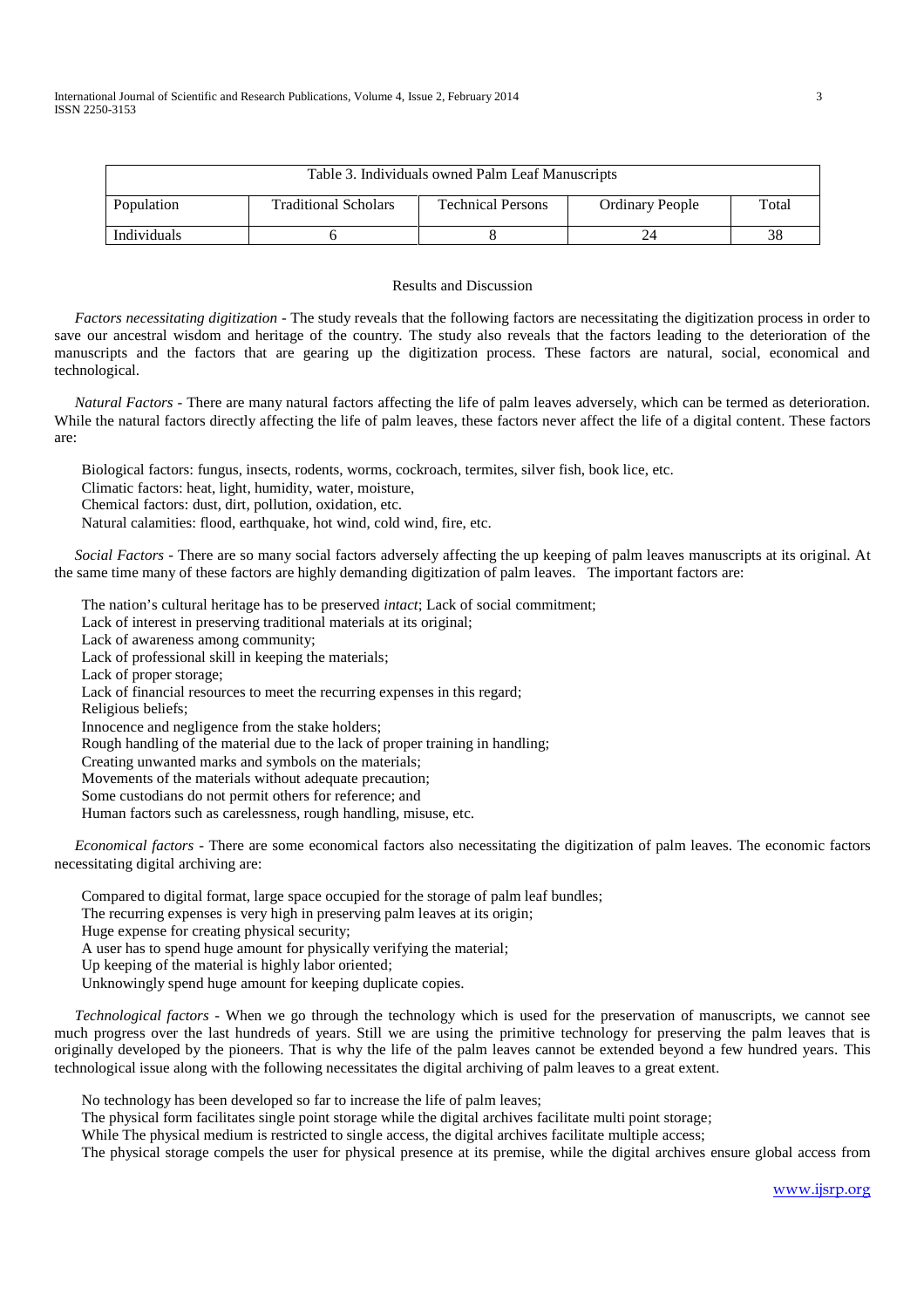Table 3. Individuals owned Palm Leaf Manuscripts

| Population | Traditional Scholars | Technical Persons | Ordinary People | Total |
| --- | --- | --- | --- | --- |
| Individuals | 6 | 8 | 24 | 38 |

## Results and Discussion

*Factors necessitating digitization* - The study reveals that the following factors are necessitating the digitization process in order to save our ancestral wisdom and heritage of the country. The study also reveals that the factors leading to the deterioration of the manuscripts and the factors that are gearing up the digitization process. These factors are natural, social, economical and technological.

*Natural Factors* - There are many natural factors affecting the life of palm leaves adversely, which can be termed as deterioration. While the natural factors directly affecting the life of palm leaves, these factors never affect the life of a digital content. These factors are:

Biological factors: fungus, insects, rodents, worms, cockroach, termites, silver fish, book lice, etc.
Climatic factors: heat, light, humidity, water, moisture,
Chemical factors: dust, dirt, pollution, oxidation, etc.
Natural calamities: flood, earthquake, hot wind, cold wind, fire, etc.

*Social Factors* - There are so many social factors adversely affecting the up keeping of palm leaves manuscripts at its original. At the same time many of these factors are highly demanding digitization of palm leaves. The important factors are:

The nation's cultural heritage has to be preserved *intact*; Lack of social commitment;
Lack of interest in preserving traditional materials at its original;
Lack of awareness among community;
Lack of professional skill in keeping the materials;
Lack of proper storage;
Lack of financial resources to meet the recurring expenses in this regard;
Religious beliefs;
Innocence and negligence from the stake holders;
Rough handling of the material due to the lack of proper training in handling;
Creating unwanted marks and symbols on the materials;
Movements of the materials without adequate precaution;
Some custodians do not permit others for reference; and
Human factors such as carelessness, rough handling, misuse, etc.

*Economical factors* - There are some economical factors also necessitating the digitization of palm leaves. The economic factors necessitating digital archiving are:

Compared to digital format, large space occupied for the storage of palm leaf bundles;
The recurring expenses is very high in preserving palm leaves at its origin;
Huge expense for creating physical security;
A user has to spend huge amount for physically verifying the material;
Up keeping of the material is highly labor oriented;
Unknowingly spend huge amount for keeping duplicate copies.

*Technological factors* - When we go through the technology which is used for the preservation of manuscripts, we cannot see much progress over the last hundreds of years. Still we are using the primitive technology for preserving the palm leaves that is originally developed by the pioneers. That is why the life of the palm leaves cannot be extended beyond a few hundred years. This technological issue along with the following necessitates the digital archiving of palm leaves to a great extent.

No technology has been developed so far to increase the life of palm leaves;
The physical form facilitates single point storage while the digital archives facilitate multi point storage;
While The physical medium is restricted to single access, the digital archives facilitate multiple access;
The physical storage compels the user for physical presence at its premise, while the digital archives ensure global access from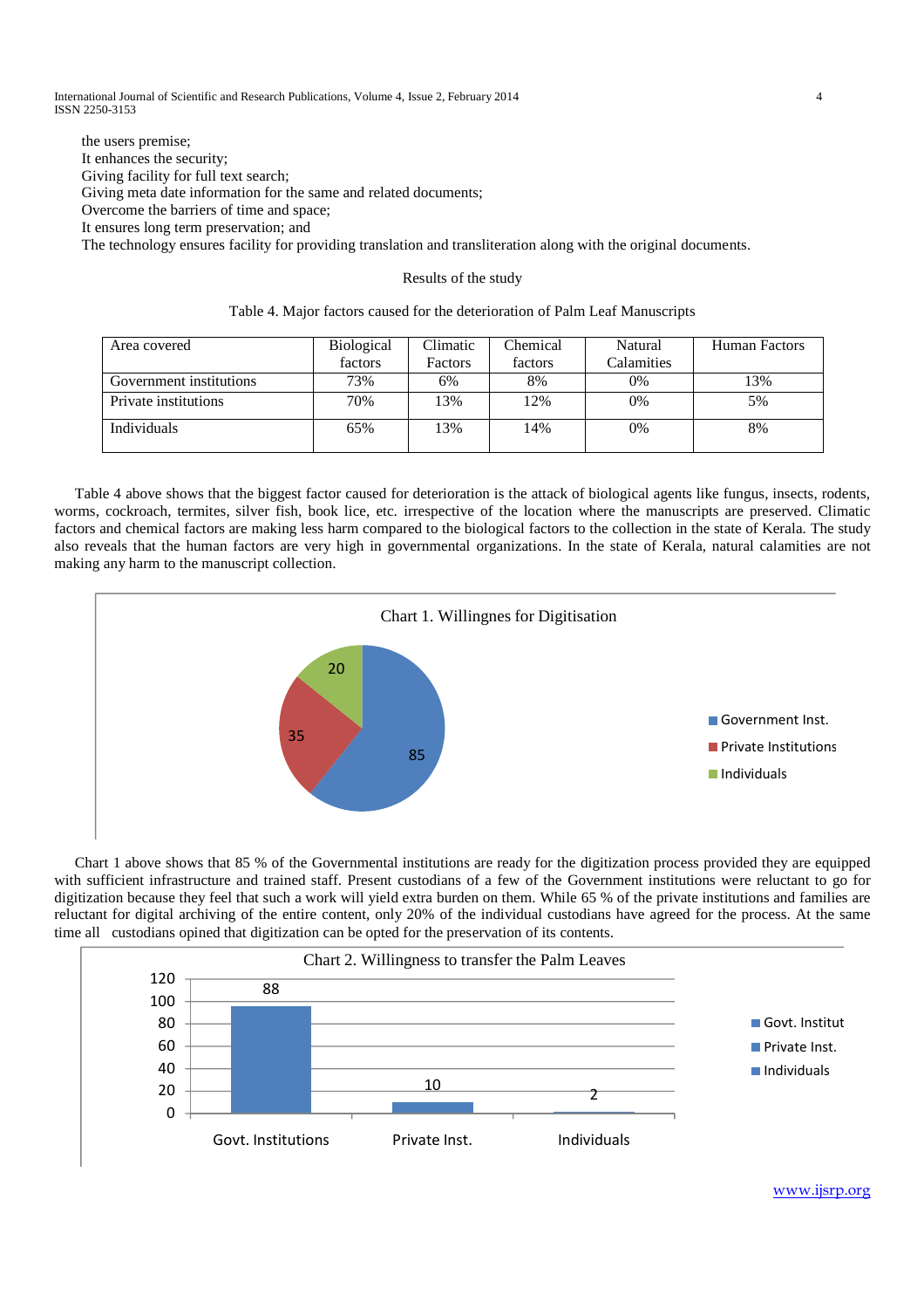the users premise;
It enhances the security;
Giving facility for full text search;
Giving meta date information for the same and related documents;
Overcome the barriers of time and space;
It ensures long term preservation; and
The technology ensures facility for providing translation and transliteration along with the original documents.

Results of the study

Table 4. Major factors caused for the deterioration of Palm Leaf Manuscripts

| Area covered | Biological factors | Climatic Factors | Chemical factors | Natural Calamities | Human Factors |
|---|---|---|---|---|---|
| Government institutions | 73% | 6% | 8% | 0% | 13% |
| Private institutions | 70% | 13% | 12% | 0% | 5% |
| Individuals | 65% | 13% | 14% | 0% | 8% |

Table 4 above shows that the biggest factor caused for deterioration is the attack of biological agents like fungus, insects, rodents, worms, cockroach, termites, silver fish, book lice, etc. irrespective of the location where the manuscripts are preserved. Climatic factors and chemical factors are making less harm compared to the biological factors to the collection in the state of Kerala. The study also reveals that the human factors are very high in governmental organizations. In the state of Kerala, natural calamities are not making any harm to the manuscript collection.

Chart 1. Willingnes for Digitisation

| Category | Value |
|---|---|
| Government Inst. | 85 |
| Private Institutions | 35 |
| Individuals | 20 |

Chart 1 above shows that 85 % of the Governmental institutions are ready for the digitization process provided they are equipped with sufficient infrastructure and trained staff. Present custodians of a few of the Government institutions were reluctant to go for digitization because they feel that such a work will yield extra burden on them. While 65 % of the private institutions and families are reluctant for digital archiving of the entire content, only 20% of the individual custodians have agreed for the process. At the same time all custodians opined that digitization can be opted for the preservation of its contents.

Chart 2. Willingness to transfer the Palm Leaves

| Category | Value |
|---|---|
| Govt. Institutions | 88 |
| Private Inst. | 10 |
| Individuals | 2 |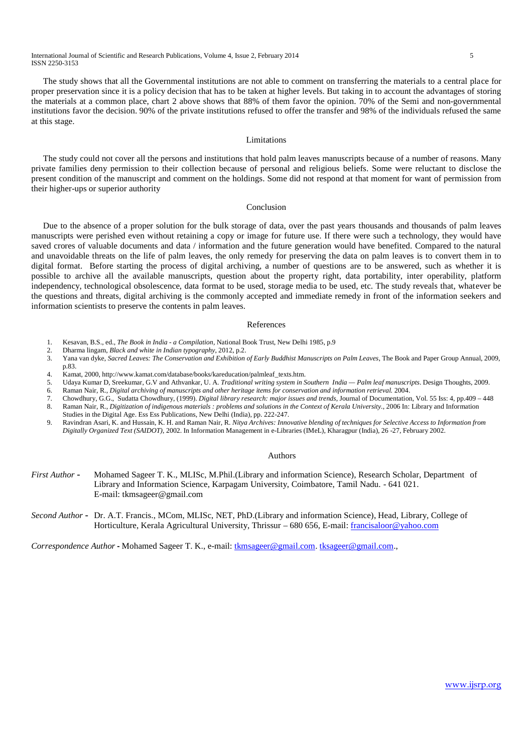The study shows that all the Governmental institutions are not able to comment on transferring the materials to a central place for proper preservation since it is a policy decision that has to be taken at higher levels. But taking in to account the advantages of storing the materials at a common place, chart 2 above shows that 88% of them favor the opinion. 70% of the Semi and non-governmental institutions favor the decision. 90% of the private institutions refused to offer the transfer and 98% of the individuals refused the same at this stage.

## Limitations

The study could not cover all the persons and institutions that hold palm leaves manuscripts because of a number of reasons. Many private families deny permission to their collection because of personal and religious beliefs. Some were reluctant to disclose the present condition of the manuscript and comment on the holdings. Some did not respond at that moment for want of permission from their higher-ups or superior authority

## Conclusion

Due to the absence of a proper solution for the bulk storage of data, over the past years thousands and thousands of palm leaves manuscripts were perished even without retaining a copy or image for future use. If there were such a technology, they would have saved crores of valuable documents and data / information and the future generation would have benefited. Compared to the natural and unavoidable threats on the life of palm leaves, the only remedy for preserving the data on palm leaves is to convert them in to digital format. Before starting the process of digital archiving, a number of questions are to be answered, such as whether it is possible to archive all the available manuscripts, question about the property right, data portability, inter operability, platform independency, technological obsolescence, data format to be used, storage media to be used, etc. The study reveals that, whatever be the questions and threats, digital archiving is the commonly accepted and immediate remedy in front of the information seekers and information scientists to preserve the contents in palm leaves.

## References

1. Kesavan, B.S., ed., *The Book in India - a Compilation*, National Book Trust, New Delhi 1985, p.9
2. Dharma lingam, *Black and white in Indian typography*, 2012, p.2.
3. Yana van dyke, *Sacred Leaves: The Conservation and Exhibition of Early Buddhist Manuscripts on Palm Leaves*, The Book and Paper Group Annual, 2009, p.83.
4. Kamat, 2000, http://www.kamat.com/database/books/kareducation/palmleaf_texts.htm.
5. Udaya Kumar D, Sreekumar, G.V and Athvankar, U. A. *Traditional writing system in Southern India — Palm leaf manuscripts*. Design Thoughts, 2009.
6. Raman Nair, R., *Digital archiving of manuscripts and other heritage items for conservation and information retrieval.* 2004.
7. Chowdhury, G.G., Sudatta Chowdhury, (1999). *Digital library research: major issues and trends*, Journal of Documentation, Vol. 55 Iss: 4, pp.409 – 448
8. Raman Nair, R., *Digitization of indigenous materials : problems and solutions in the Context of Kerala University.*, 2006 In: Library and Information Studies in the Digital Age. Ess Ess Publications, New Delhi (India), pp. 222-247.
9. Ravindran Asari, K. and Hussain, K. H. and Raman Nair, R. *Nitya Archives: Innovative blending of techniques for Selective Access to Information from Digitally Organized Text (SAIDOT)*, 2002. In Information Management in e-Libraries (IMeL), Kharagpur (India), 26 -27, February 2002.

## Authors

*First Author* **-** Mohamed Sageer T. K., MLISc, M.Phil.(Library and information Science), Research Scholar, Department of Library and Information Science, Karpagam University, Coimbatore, Tamil Nadu. - 641 021. E-mail: tkmsageer@gmail.com

*Second Author* **-** Dr. A.T. Francis., MCom, MLISc, NET, PhD.(Library and information Science), Head, Library, College of Horticulture, Kerala Agricultural University, Thrissur – 680 656, E-mail: francisaloor@yahoo.com

*Correspondence Author* **-** Mohamed Sageer T. K., e-mail: tkmsageer@gmail.com. tksageer@gmail.com.,